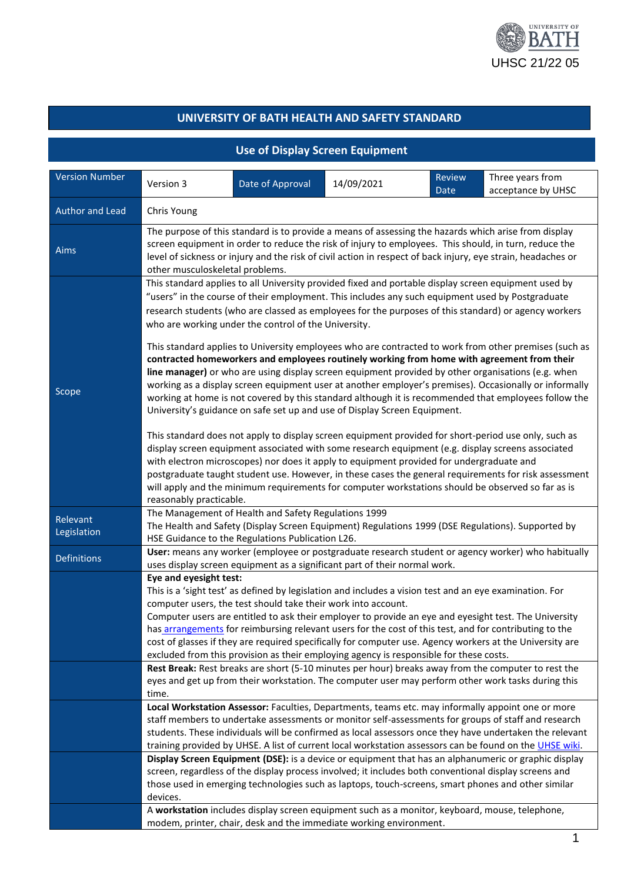UHSC 21/22 05

# UNIVERSITY OF BATH HEALTH AND SAFETY STANDARD

## Use of Display Screen Equipment

| Version Number | Version 3 | Date of Approval | 14/09/2021 | Review Date | Three years from acceptance by UHSC |
|---|---|---|---|---|---|
| Author and Lead | Chris Young | | | | |
| Aims | The purpose of this standard is to provide a means of assessing the hazards which arise from display screen equipment in order to reduce the risk of injury to employees. This should, in turn, reduce the level of sickness or injury and the risk of civil action in respect of back injury, eye strain, headaches or other musculoskeletal problems. | | | | |
| Scope | This standard applies to all University provided fixed and portable display screen equipment used by "users" in the course of their employment. This includes any such equipment used by Postgraduate research students (who are classed as employees for the purposes of this standard) or agency workers who are working under the control of the University.<br><br>This standard applies to University employees who are contracted to work from other premises (such as **contracted homeworkers and employees routinely working from home with agreement from their line manager)** or who are using display screen equipment provided by other organisations (e.g. when working as a display screen equipment user at another employer's premises). Occasionally or informally working at home is not covered by this standard although it is recommended that employees follow the University's guidance on safe set up and use of Display Screen Equipment.<br><br>This standard does not apply to display screen equipment provided for short-period use only, such as display screen equipment associated with some research equipment (e.g. display screens associated with electron microscopes) nor does it apply to equipment provided for undergraduate and postgraduate taught student use. However, in these cases the general requirements for risk assessment will apply and the minimum requirements for computer workstations should be observed so far as is reasonably practicable. | | | | |
| Relevant Legislation | The Management of Health and Safety Regulations 1999<br>The Health and Safety (Display Screen Equipment) Regulations 1999 (DSE Regulations). Supported by HSE Guidance to the Regulations Publication L26. | | | | |
| Definitions | **User:** means any worker (employee or postgraduate research student or agency worker) who habitually uses display screen equipment as a significant part of their normal work. | | | | |
| | **Eye and eyesight test:**<br>This is a 'sight test' as defined by legislation and includes a vision test and an eye examination. For computer users, the test should take their work into account.<br>Computer users are entitled to ask their employer to provide an eye and eyesight test. The University has arrangements for reimbursing relevant users for the cost of this test, and for contributing to the cost of glasses if they are required specifically for computer use. Agency workers at the University are excluded from this provision as their employing agency is responsible for these costs. | | | | |
| | **Rest Break:** Rest breaks are short (5-10 minutes per hour) breaks away from the computer to rest the eyes and get up from their workstation. The computer user may perform other work tasks during this time. | | | | |
| | **Local Workstation Assessor:** Faculties, Departments, teams etc. may informally appoint one or more staff members to undertake assessments or monitor self-assessments for groups of staff and research students. These individuals will be confirmed as local assessors once they have undertaken the relevant training provided by UHSE. A list of current local workstation assessors can be found on the UHSE wiki. | | | | |
| | **Display Screen Equipment (DSE):** is a device or equipment that has an alphanumeric or graphic display screen, regardless of the display process involved; it includes both conventional display screens and those used in emerging technologies such as laptops, touch-screens, smart phones and other similar devices. | | | | |
| | A **workstation** includes display screen equipment such as a monitor, keyboard, mouse, telephone, modem, printer, chair, desk and the immediate working environment. | | | | |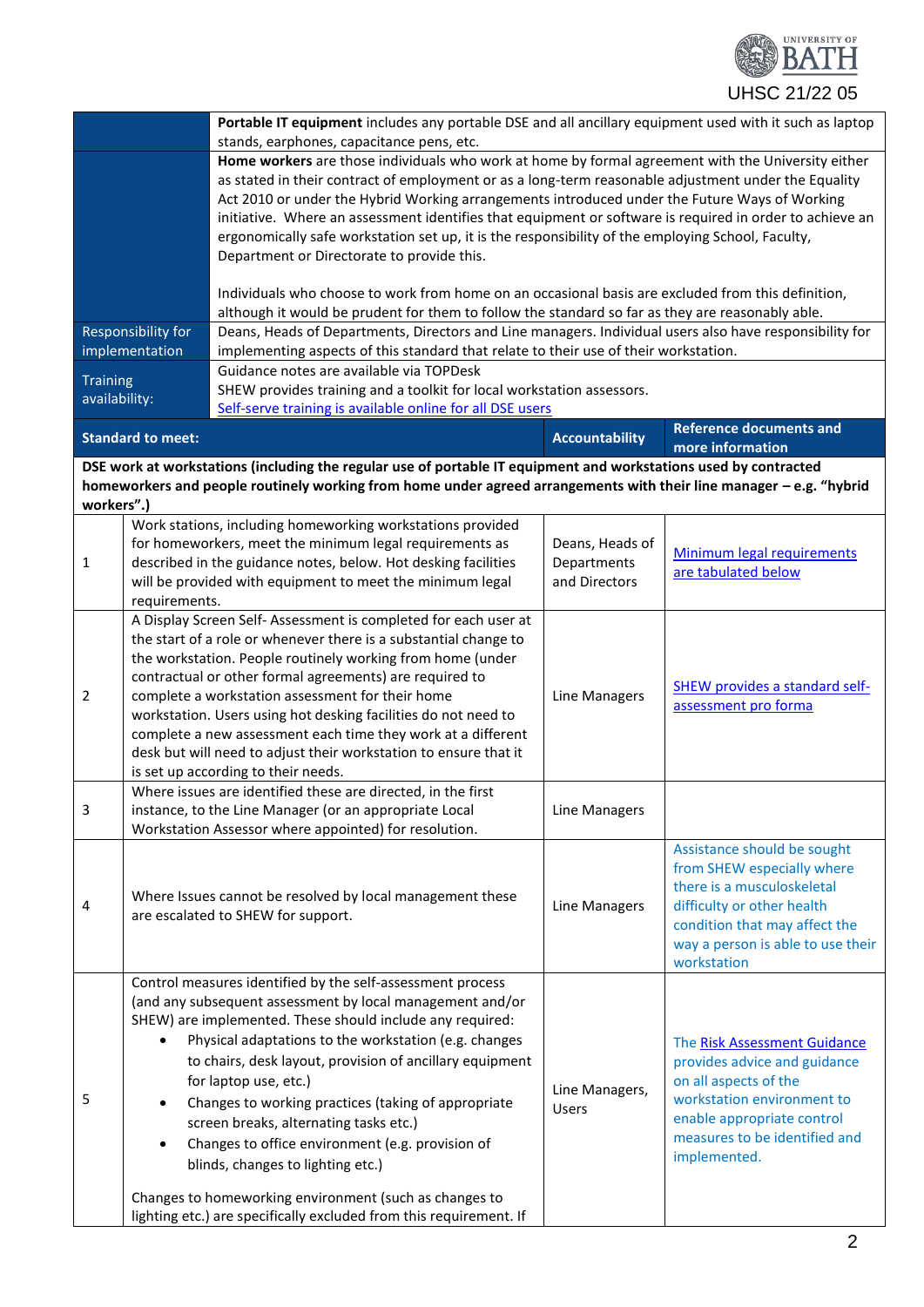| | |
|---|---|
| | **Portable IT equipment** includes any portable DSE and all ancillary equipment used with it such as laptop stands, earphones, capacitance pens, etc. |
| | **Home workers** are those individuals who work at home by formal agreement with the University either as stated in their contract of employment or as a long-term reasonable adjustment under the Equality Act 2010 or under the Hybrid Working arrangements introduced under the Future Ways of Working initiative. Where an assessment identifies that equipment or software is required in order to achieve an ergonomically safe workstation set up, it is the responsibility of the employing School, Faculty, Department or Directorate to provide this.<br><br>Individuals who choose to work from home on an occasional basis are excluded from this definition, although it would be prudent for them to follow the standard so far as they are reasonably able. |
| Responsibility for implementation | Deans, Heads of Departments, Directors and Line managers. Individual users also have responsibility for implementing aspects of this standard that relate to their use of their workstation. |
| Training availability: | Guidance notes are available via TOPDesk<br>SHEW provides training and a toolkit for local workstation assessors.<br>Self-serve training is available online for all DSE users |

| | Standard to meet: | Accountability | Reference documents and more information |
|---|---|---|---|
| | **DSE work at workstations (including the regular use of portable IT equipment and workstations used by contracted homeworkers and people routinely working from home under agreed arrangements with their line manager – e.g. "hybrid workers".)** | | |
| 1 | Work stations, including homeworking workstations provided for homeworkers, meet the minimum legal requirements as described in the guidance notes, below. Hot desking facilities will be provided with equipment to meet the minimum legal requirements. | Deans, Heads of Departments and Directors | Minimum legal requirements are tabulated below |
| 2 | A Display Screen Self- Assessment is completed for each user at the start of a role or whenever there is a substantial change to the workstation. People routinely working from home (under contractual or other formal agreements) are required to complete a workstation assessment for their home workstation. Users using hot desking facilities do not need to complete a new assessment each time they work at a different desk but will need to adjust their workstation to ensure that it is set up according to their needs. | Line Managers | SHEW provides a standard self-assessment pro forma |
| 3 | Where issues are identified these are directed, in the first instance, to the Line Manager (or an appropriate Local Workstation Assessor where appointed) for resolution. | Line Managers | |
| 4 | Where Issues cannot be resolved by local management these are escalated to SHEW for support. | Line Managers | Assistance should be sought from SHEW especially where there is a musculoskeletal difficulty or other health condition that may affect the way a person is able to use their workstation |
| 5 | Control measures identified by the self-assessment process (and any subsequent assessment by local management and/or SHEW) are implemented. These should include any required:<br>• Physical adaptations to the workstation (e.g. changes to chairs, desk layout, provision of ancillary equipment for laptop use, etc.)<br>• Changes to working practices (taking of appropriate screen breaks, alternating tasks etc.)<br>• Changes to office environment (e.g. provision of blinds, changes to lighting etc.)<br><br>Changes to homeworking environment (such as changes to lighting etc.) are specifically excluded from this requirement. If | Line Managers, Users | The Risk Assessment Guidance provides advice and guidance on all aspects of the workstation environment to enable appropriate control measures to be identified and implemented. |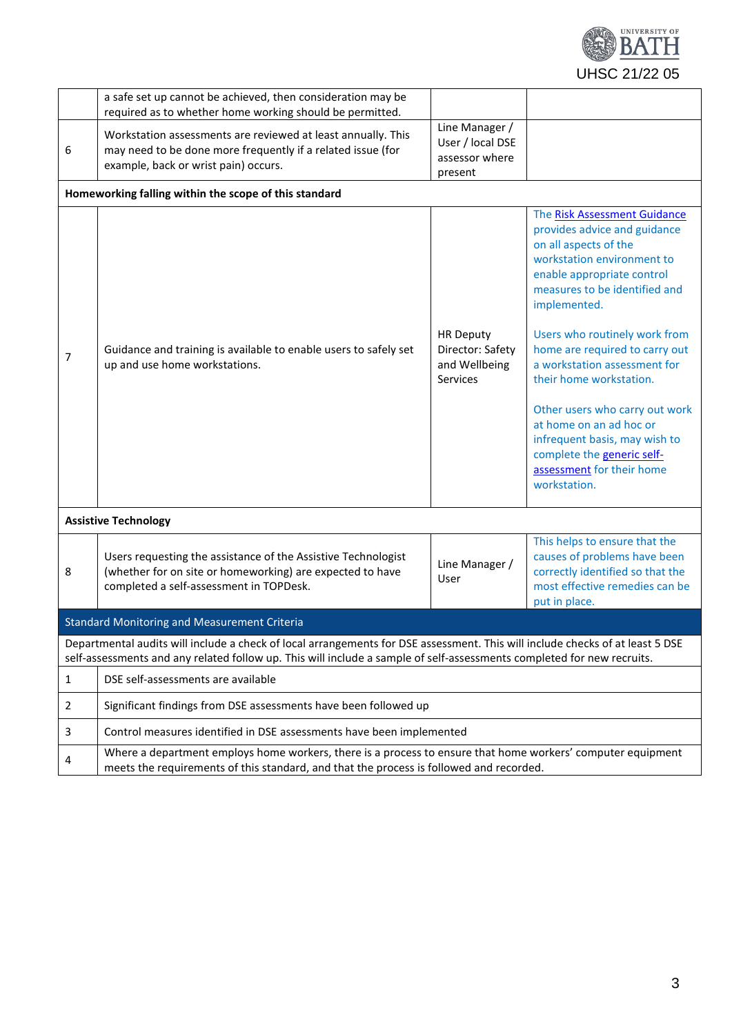| | | | |
|---|---|---|---|
| | a safe set up cannot be achieved, then consideration may be required as to whether home working should be permitted. | | |
| 6 | Workstation assessments are reviewed at least annually. This may need to be done more frequently if a related issue (for example, back or wrist pain) occurs. | Line Manager / User / local DSE assessor where present | |
| **Homeworking falling within the scope of this standard** | | | |
| 7 | Guidance and training is available to enable users to safely set up and use home workstations. | HR Deputy Director: Safety and Wellbeing Services | The Risk Assessment Guidance provides advice and guidance on all aspects of the workstation environment to enable appropriate control measures to be identified and implemented.<br><br>Users who routinely work from home are required to carry out a workstation assessment for their home workstation.<br><br>Other users who carry out work at home on an ad hoc or infrequent basis, may wish to complete the generic self-assessment for their home workstation. |
| **Assistive Technology** | | | |
| 8 | Users requesting the assistance of the Assistive Technologist (whether for on site or homeworking) are expected to have completed a self-assessment in TOPDesk. | Line Manager / User | This helps to ensure that the causes of problems have been correctly identified so that the most effective remedies can be put in place. |

## Standard Monitoring and Measurement Criteria

Departmental audits will include a check of local arrangements for DSE assessment. This will include checks of at least 5 DSE self-assessments and any related follow up. This will include a sample of self-assessments completed for new recruits.

| | |
|---|---|
| 1 | DSE self-assessments are available |
| 2 | Significant findings from DSE assessments have been followed up |
| 3 | Control measures identified in DSE assessments have been implemented |
| 4 | Where a department employs home workers, there is a process to ensure that home workers' computer equipment meets the requirements of this standard, and that the process is followed and recorded. |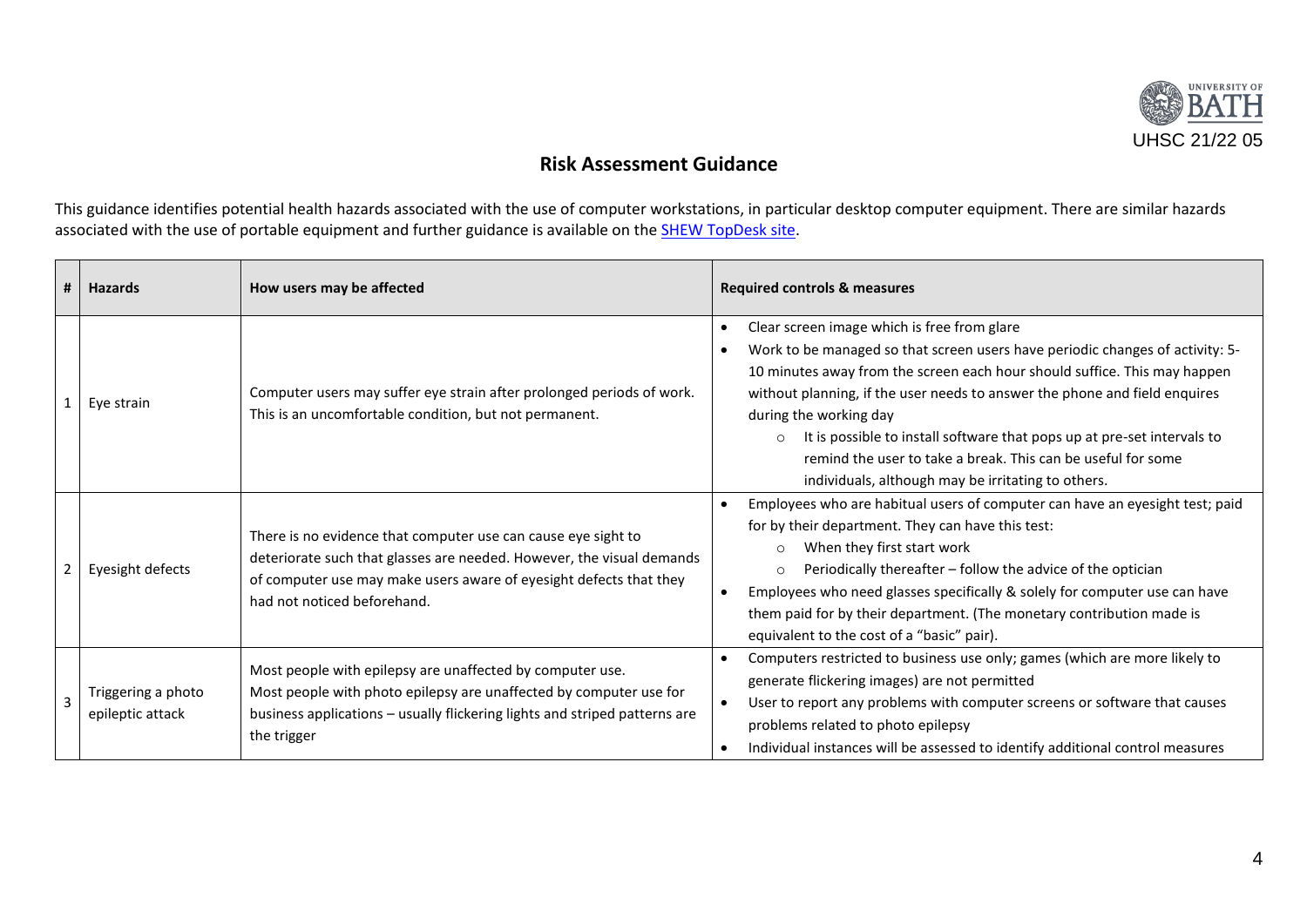UHSC 21/22 05

## Risk Assessment Guidance

This guidance identifies potential health hazards associated with the use of computer workstations, in particular desktop computer equipment. There are similar hazards associated with the use of portable equipment and further guidance is available on the [SHEW TopDesk site](#).

| # | Hazards | How users may be affected | Required controls & measures |
|---|---|---|---|
| 1 | Eye strain | Computer users may suffer eye strain after prolonged periods of work. This is an uncomfortable condition, but not permanent. | • Clear screen image which is free from glare<br>• Work to be managed so that screen users have periodic changes of activity: 5-10 minutes away from the screen each hour should suffice. This may happen without planning, if the user needs to answer the phone and field enquires during the working day<br>  ○ It is possible to install software that pops up at pre-set intervals to remind the user to take a break. This can be useful for some individuals, although may be irritating to others. |
| 2 | Eyesight defects | There is no evidence that computer use can cause eye sight to deteriorate such that glasses are needed. However, the visual demands of computer use may make users aware of eyesight defects that they had not noticed beforehand. | • Employees who are habitual users of computer can have an eyesight test; paid for by their department. They can have this test:<br>  ○ When they first start work<br>  ○ Periodically thereafter – follow the advice of the optician<br>• Employees who need glasses specifically & solely for computer use can have them paid for by their department. (The monetary contribution made is equivalent to the cost of a "basic" pair). |
| 3 | Triggering a photo epileptic attack | Most people with epilepsy are unaffected by computer use.<br>Most people with photo epilepsy are unaffected by computer use for business applications – usually flickering lights and striped patterns are the trigger | • Computers restricted to business use only; games (which are more likely to generate flickering images) are not permitted<br>• User to report any problems with computer screens or software that causes problems related to photo epilepsy<br>• Individual instances will be assessed to identify additional control measures |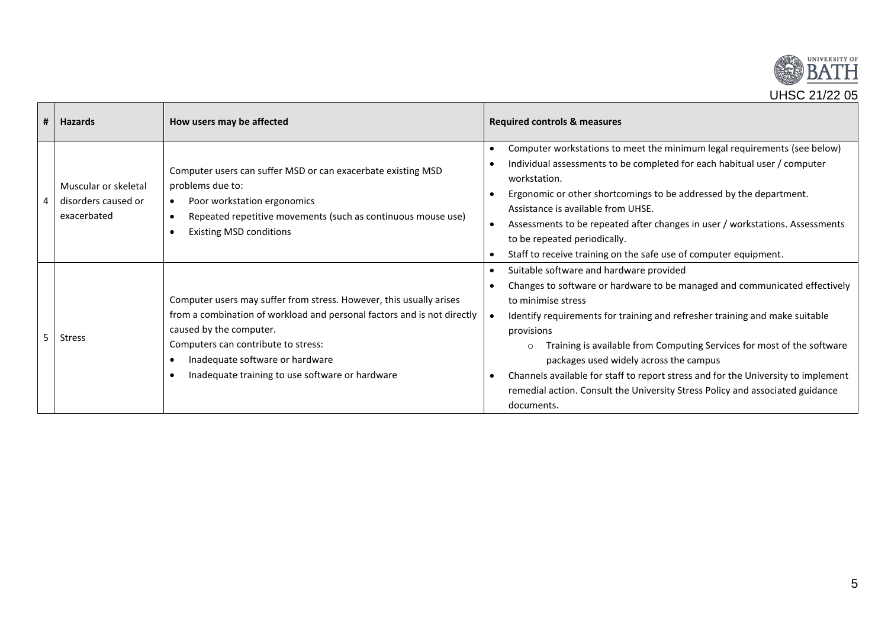| # | Hazards | How users may be affected | Required controls & measures |
|---|---|---|---|
| 4 | Muscular or skeletal disorders caused or exacerbated | Computer users can suffer MSD or can exacerbate existing MSD problems due to:<br>• Poor workstation ergonomics<br>• Repeated repetitive movements (such as continuous mouse use)<br>• Existing MSD conditions | • Computer workstations to meet the minimum legal requirements (see below)<br>• Individual assessments to be completed for each habitual user / computer workstation.<br>• Ergonomic or other shortcomings to be addressed by the department. Assistance is available from UHSE.<br>• Assessments to be repeated after changes in user / workstations. Assessments to be repeated periodically.<br>• Staff to receive training on the safe use of computer equipment. |
| 5 | Stress | Computer users may suffer from stress. However, this usually arises from a combination of workload and personal factors and is not directly caused by the computer.<br>Computers can contribute to stress:<br>• Inadequate software or hardware<br>• Inadequate training to use software or hardware | • Suitable software and hardware provided<br>• Changes to software or hardware to be managed and communicated effectively to minimise stress<br>• Identify requirements for training and refresher training and make suitable provisions<br>  ○ Training is available from Computing Services for most of the software packages used widely across the campus<br>• Channels available for staff to report stress and for the University to implement remedial action. Consult the University Stress Policy and associated guidance documents. |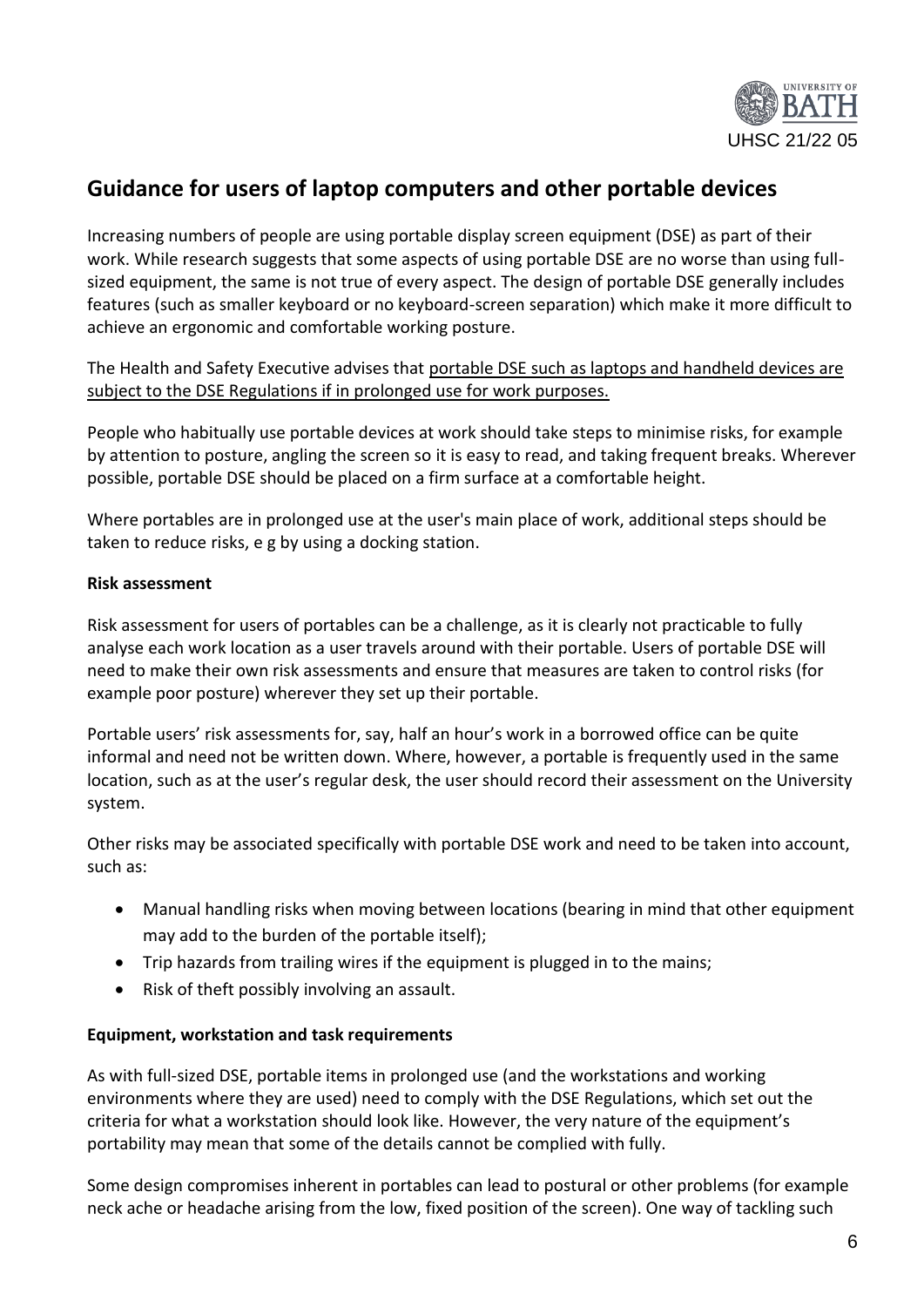## Guidance for users of laptop computers and other portable devices

Increasing numbers of people are using portable display screen equipment (DSE) as part of their work. While research suggests that some aspects of using portable DSE are no worse than using full-sized equipment, the same is not true of every aspect. The design of portable DSE generally includes features (such as smaller keyboard or no keyboard-screen separation) which make it more difficult to achieve an ergonomic and comfortable working posture.

The Health and Safety Executive advises that portable DSE such as laptops and handheld devices are subject to the DSE Regulations if in prolonged use for work purposes.

People who habitually use portable devices at work should take steps to minimise risks, for example by attention to posture, angling the screen so it is easy to read, and taking frequent breaks. Wherever possible, portable DSE should be placed on a firm surface at a comfortable height.

Where portables are in prolonged use at the user's main place of work, additional steps should be taken to reduce risks, e g by using a docking station.

**Risk assessment**

Risk assessment for users of portables can be a challenge, as it is clearly not practicable to fully analyse each work location as a user travels around with their portable. Users of portable DSE will need to make their own risk assessments and ensure that measures are taken to control risks (for example poor posture) wherever they set up their portable.

Portable users' risk assessments for, say, half an hour's work in a borrowed office can be quite informal and need not be written down. Where, however, a portable is frequently used in the same location, such as at the user's regular desk, the user should record their assessment on the University system.

Other risks may be associated specifically with portable DSE work and need to be taken into account, such as:

- Manual handling risks when moving between locations (bearing in mind that other equipment may add to the burden of the portable itself);
- Trip hazards from trailing wires if the equipment is plugged in to the mains;
- Risk of theft possibly involving an assault.

**Equipment, workstation and task requirements**

As with full-sized DSE, portable items in prolonged use (and the workstations and working environments where they are used) need to comply with the DSE Regulations, which set out the criteria for what a workstation should look like. However, the very nature of the equipment's portability may mean that some of the details cannot be complied with fully.

Some design compromises inherent in portables can lead to postural or other problems (for example neck ache or headache arising from the low, fixed position of the screen). One way of tackling such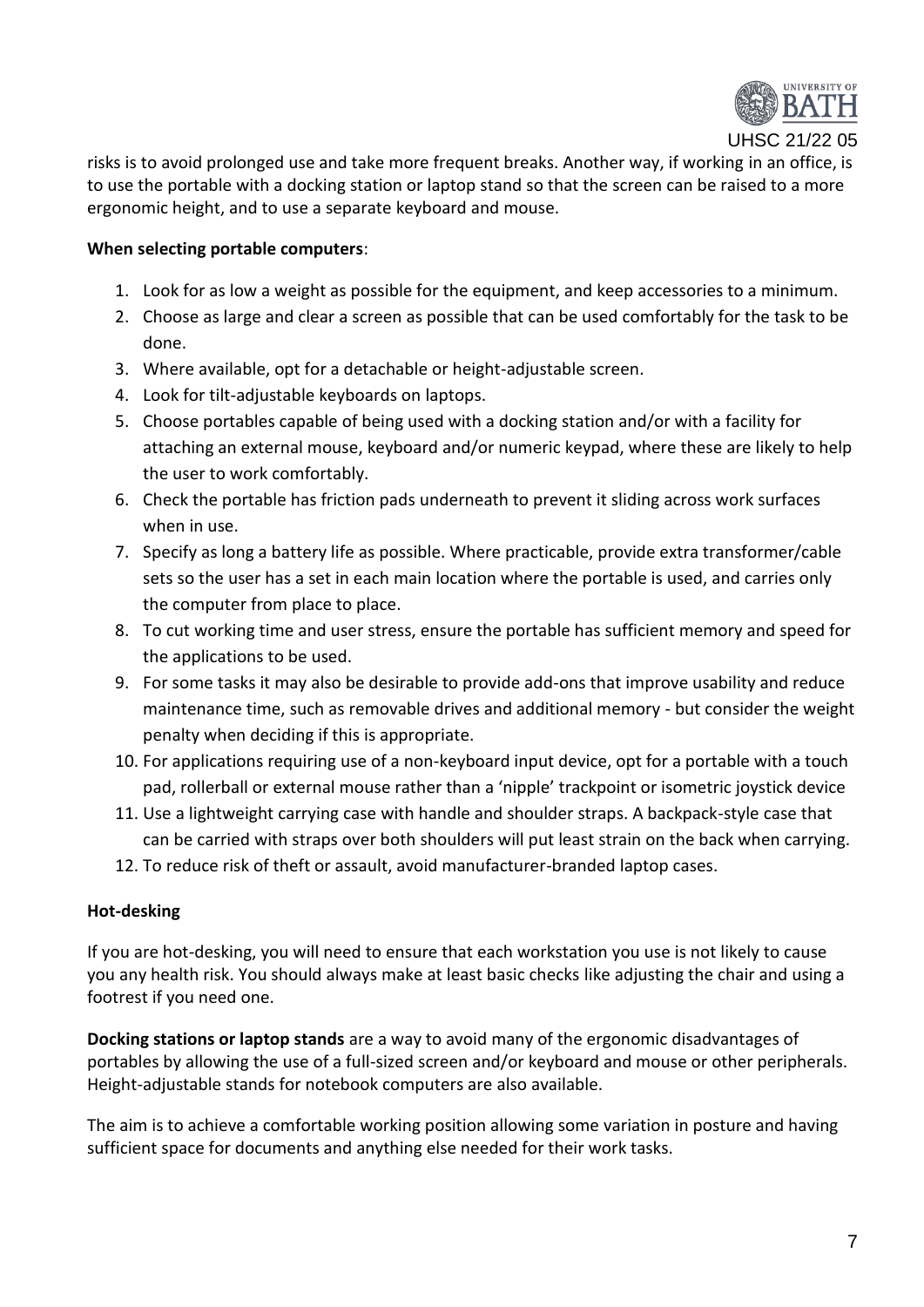risks is to avoid prolonged use and take more frequent breaks. Another way, if working in an office, is to use the portable with a docking station or laptop stand so that the screen can be raised to a more ergonomic height, and to use a separate keyboard and mouse.

**When selecting portable computers**:

1. Look for as low a weight as possible for the equipment, and keep accessories to a minimum.
2. Choose as large and clear a screen as possible that can be used comfortably for the task to be done.
3. Where available, opt for a detachable or height-adjustable screen.
4. Look for tilt-adjustable keyboards on laptops.
5. Choose portables capable of being used with a docking station and/or with a facility for attaching an external mouse, keyboard and/or numeric keypad, where these are likely to help the user to work comfortably.
6. Check the portable has friction pads underneath to prevent it sliding across work surfaces when in use.
7. Specify as long a battery life as possible. Where practicable, provide extra transformer/cable sets so the user has a set in each main location where the portable is used, and carries only the computer from place to place.
8. To cut working time and user stress, ensure the portable has sufficient memory and speed for the applications to be used.
9. For some tasks it may also be desirable to provide add-ons that improve usability and reduce maintenance time, such as removable drives and additional memory - but consider the weight penalty when deciding if this is appropriate.
10. For applications requiring use of a non-keyboard input device, opt for a portable with a touch pad, rollerball or external mouse rather than a 'nipple' trackpoint or isometric joystick device
11. Use a lightweight carrying case with handle and shoulder straps. A backpack-style case that can be carried with straps over both shoulders will put least strain on the back when carrying.
12. To reduce risk of theft or assault, avoid manufacturer-branded laptop cases.

**Hot-desking**

If you are hot-desking, you will need to ensure that each workstation you use is not likely to cause you any health risk. You should always make at least basic checks like adjusting the chair and using a footrest if you need one.

**Docking stations or laptop stands** are a way to avoid many of the ergonomic disadvantages of portables by allowing the use of a full-sized screen and/or keyboard and mouse or other peripherals. Height-adjustable stands for notebook computers are also available.

The aim is to achieve a comfortable working position allowing some variation in posture and having sufficient space for documents and anything else needed for their work tasks.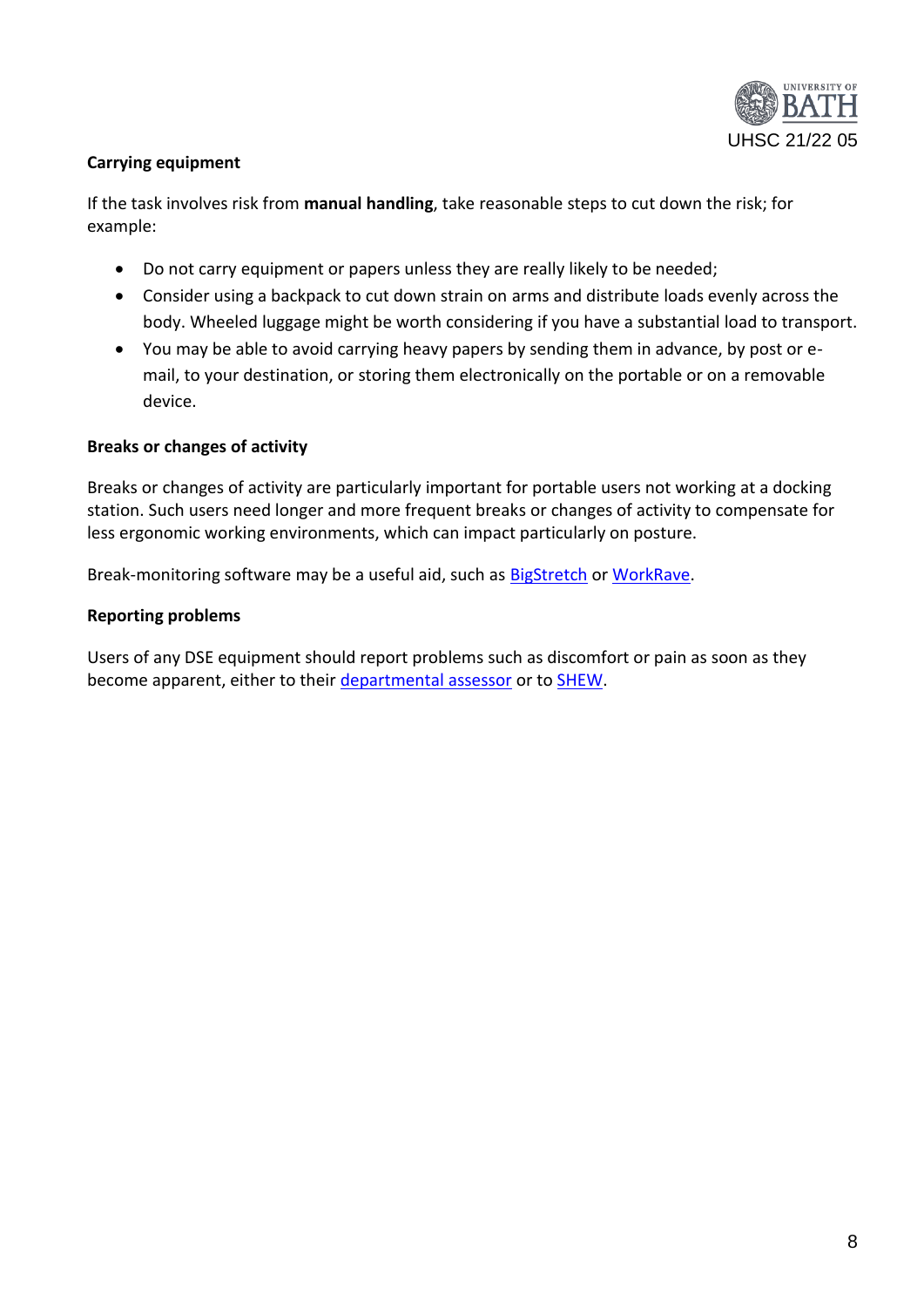**Carrying equipment**

If the task involves risk from **manual handling**, take reasonable steps to cut down the risk; for example:

- Do not carry equipment or papers unless they are really likely to be needed;
- Consider using a backpack to cut down strain on arms and distribute loads evenly across the body. Wheeled luggage might be worth considering if you have a substantial load to transport.
- You may be able to avoid carrying heavy papers by sending them in advance, by post or e-mail, to your destination, or storing them electronically on the portable or on a removable device.

**Breaks or changes of activity**

Breaks or changes of activity are particularly important for portable users not working at a docking station. Such users need longer and more frequent breaks or changes of activity to compensate for less ergonomic working environments, which can impact particularly on posture.

Break-monitoring software may be a useful aid, such as BigStretch or WorkRave.

**Reporting problems**

Users of any DSE equipment should report problems such as discomfort or pain as soon as they become apparent, either to their departmental assessor or to SHEW.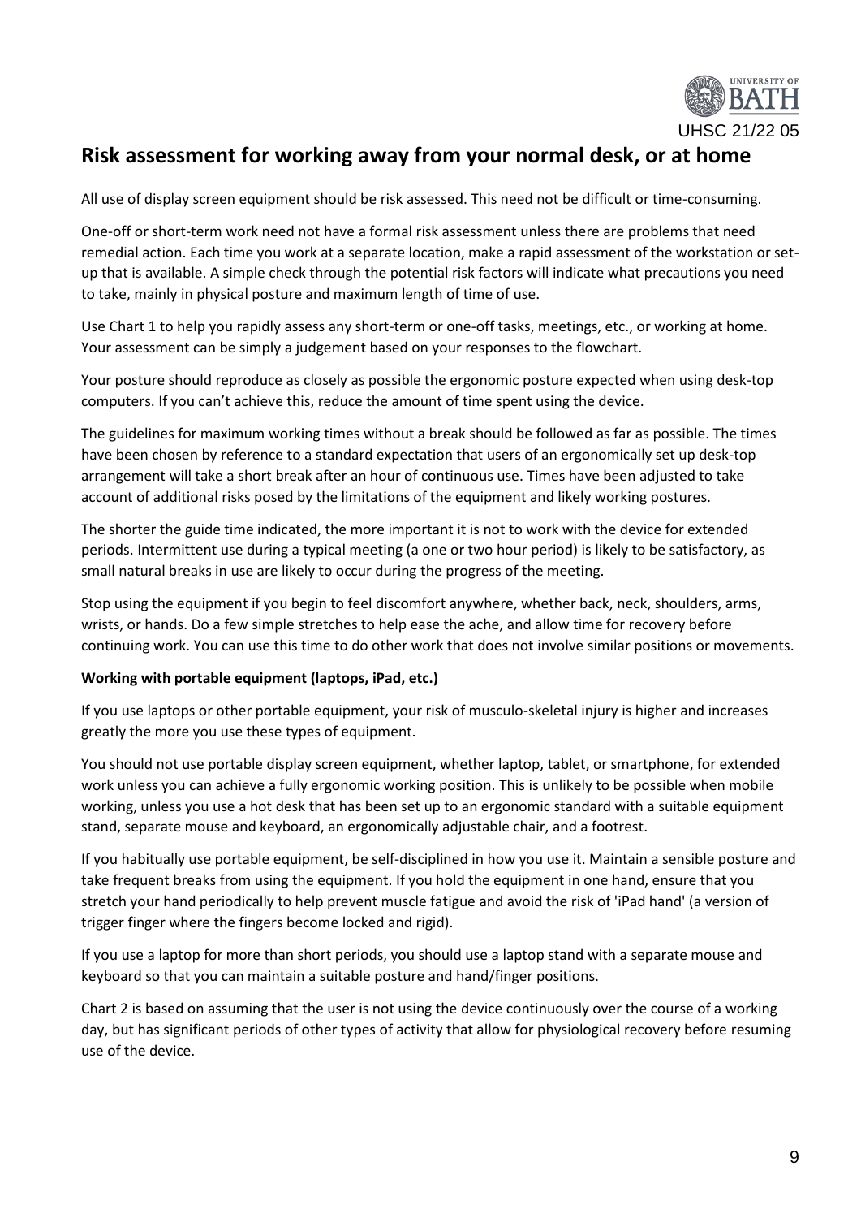# Risk assessment for working away from your normal desk, or at home

All use of display screen equipment should be risk assessed. This need not be difficult or time-consuming.

One-off or short-term work need not have a formal risk assessment unless there are problems that need remedial action. Each time you work at a separate location, make a rapid assessment of the workstation or set-up that is available. A simple check through the potential risk factors will indicate what precautions you need to take, mainly in physical posture and maximum length of time of use.

Use Chart 1 to help you rapidly assess any short-term or one-off tasks, meetings, etc., or working at home. Your assessment can be simply a judgement based on your responses to the flowchart.

Your posture should reproduce as closely as possible the ergonomic posture expected when using desk-top computers. If you can't achieve this, reduce the amount of time spent using the device.

The guidelines for maximum working times without a break should be followed as far as possible. The times have been chosen by reference to a standard expectation that users of an ergonomically set up desk-top arrangement will take a short break after an hour of continuous use. Times have been adjusted to take account of additional risks posed by the limitations of the equipment and likely working postures.

The shorter the guide time indicated, the more important it is not to work with the device for extended periods. Intermittent use during a typical meeting (a one or two hour period) is likely to be satisfactory, as small natural breaks in use are likely to occur during the progress of the meeting.

Stop using the equipment if you begin to feel discomfort anywhere, whether back, neck, shoulders, arms, wrists, or hands. Do a few simple stretches to help ease the ache, and allow time for recovery before continuing work. You can use this time to do other work that does not involve similar positions or movements.

**Working with portable equipment (laptops, iPad, etc.)**

If you use laptops or other portable equipment, your risk of musculo-skeletal injury is higher and increases greatly the more you use these types of equipment.

You should not use portable display screen equipment, whether laptop, tablet, or smartphone, for extended work unless you can achieve a fully ergonomic working position. This is unlikely to be possible when mobile working, unless you use a hot desk that has been set up to an ergonomic standard with a suitable equipment stand, separate mouse and keyboard, an ergonomically adjustable chair, and a footrest.

If you habitually use portable equipment, be self-disciplined in how you use it. Maintain a sensible posture and take frequent breaks from using the equipment. If you hold the equipment in one hand, ensure that you stretch your hand periodically to help prevent muscle fatigue and avoid the risk of 'iPad hand' (a version of trigger finger where the fingers become locked and rigid).

If you use a laptop for more than short periods, you should use a laptop stand with a separate mouse and keyboard so that you can maintain a suitable posture and hand/finger positions.

Chart 2 is based on assuming that the user is not using the device continuously over the course of a working day, but has significant periods of other types of activity that allow for physiological recovery before resuming use of the device.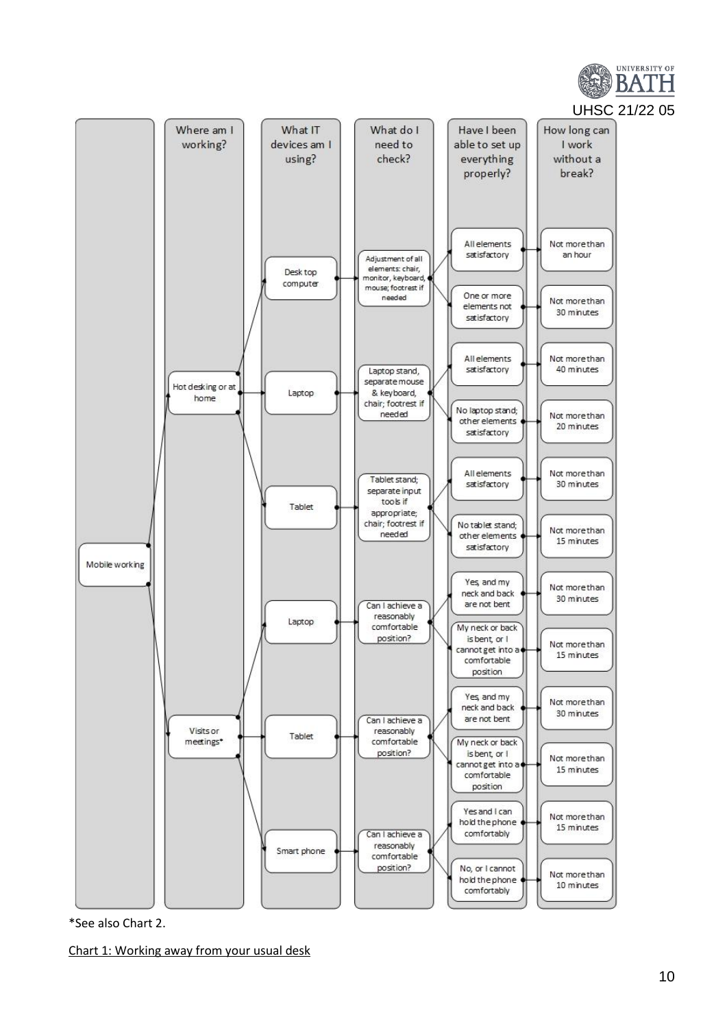| | Where am I working? | What IT devices am I using? | What do I need to check? | Have I been able to set up everything properly? | How long can I work without a break? |
|---|---|---|---|---|---|
| Mobile working | Hot desking or at home | Desk top computer | Adjustment of all elements: chair, monitor, keyboard, mouse; footrest if needed | All elements satisfactory | Not more than an hour |
| | | | | One or more elements not satisfactory | Not more than 30 minutes |
| | | Laptop | Laptop stand, separate mouse & keyboard, chair; footrest if needed | All elements satisfactory | Not more than 40 minutes |
| | | | | No laptop stand; other elements satisfactory | Not more than 20 minutes |
| | | Tablet | Tablet stand; separate input tools if appropriate; chair; footrest if needed | All elements satisfactory | Not more than 30 minutes |
| | | | | No tablet stand; other elements satisfactory | Not more than 15 minutes |
| | Visits or meetings* | Laptop | Can I achieve a reasonably comfortable position? | Yes, and my neck and back are not bent | Not more than 30 minutes |
| | | | | My neck or back is bent, or I cannot get into a comfortable position | Not more than 15 minutes |
| | | Tablet | Can I achieve a reasonably comfortable position? | Yes, and my neck and back are not bent | Not more than 30 minutes |
| | | | | My neck or back is bent, or I cannot get into a comfortable position | Not more than 15 minutes |
| | | Smart phone | Can I achieve a reasonably comfortable position? | Yes and I can hold the phone comfortably | Not more than 15 minutes |
| | | | | No, or I cannot hold the phone comfortably | Not more than 10 minutes |

*See also Chart 2.

Chart 1: Working away from your usual desk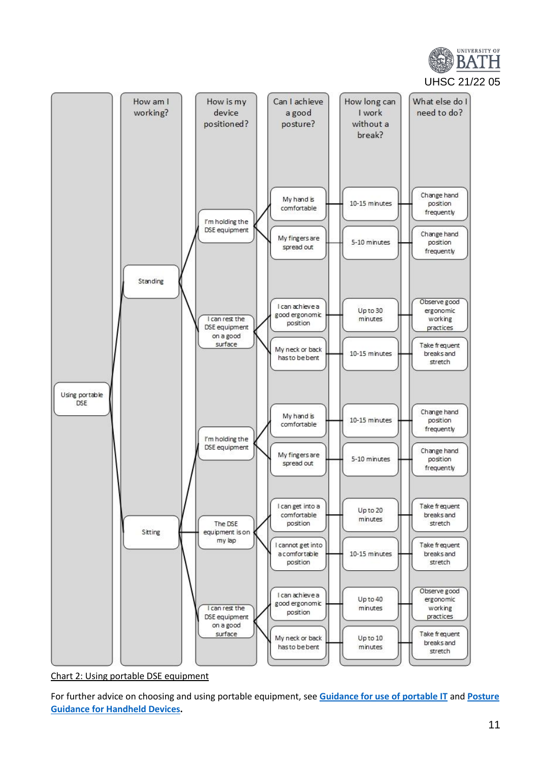| Using portable DSE | How am I working? | How is my device positioned? | Can I achieve a good posture? | How long can I work without a break? | What else do I need to do? |
|---|---|---|---|---|---|
| Using portable DSE | Standing | I'm holding the DSE equipment | My hand is comfortable | 10-15 minutes | Change hand position frequently |
| | | | My fingers are spread out | 5-10 minutes | Change hand position frequently |
| | | I can rest the DSE equipment on a good surface | I can achieve a good ergonomic position | Up to 30 minutes | Observe good ergonomic working practices |
| | | | My neck or back has to be bent | 10-15 minutes | Take frequent breaks and stretch |
| | Sitting | I'm holding the DSE equipment | My hand is comfortable | 10-15 minutes | Change hand position frequently |
| | | | My fingers are spread out | 5-10 minutes | Change hand position frequently |
| | | The DSE equipment is on my lap | I can get into a comfortable position | Up to 20 minutes | Take frequent breaks and stretch |
| | | | I cannot get into a comfortable position | 10-15 minutes | Take frequent breaks and stretch |
| | | I can rest the DSE equipment on a good surface | I can achieve a good ergonomic position | Up to 40 minutes | Observe good ergonomic working practices |
| | | | My neck or back has to be bent | Up to 10 minutes | Take frequent breaks and stretch |

Chart 2: Using portable DSE equipment

For further advice on choosing and using portable equipment, see **Guidance for use of portable IT** and **Posture Guidance for Handheld Devices**.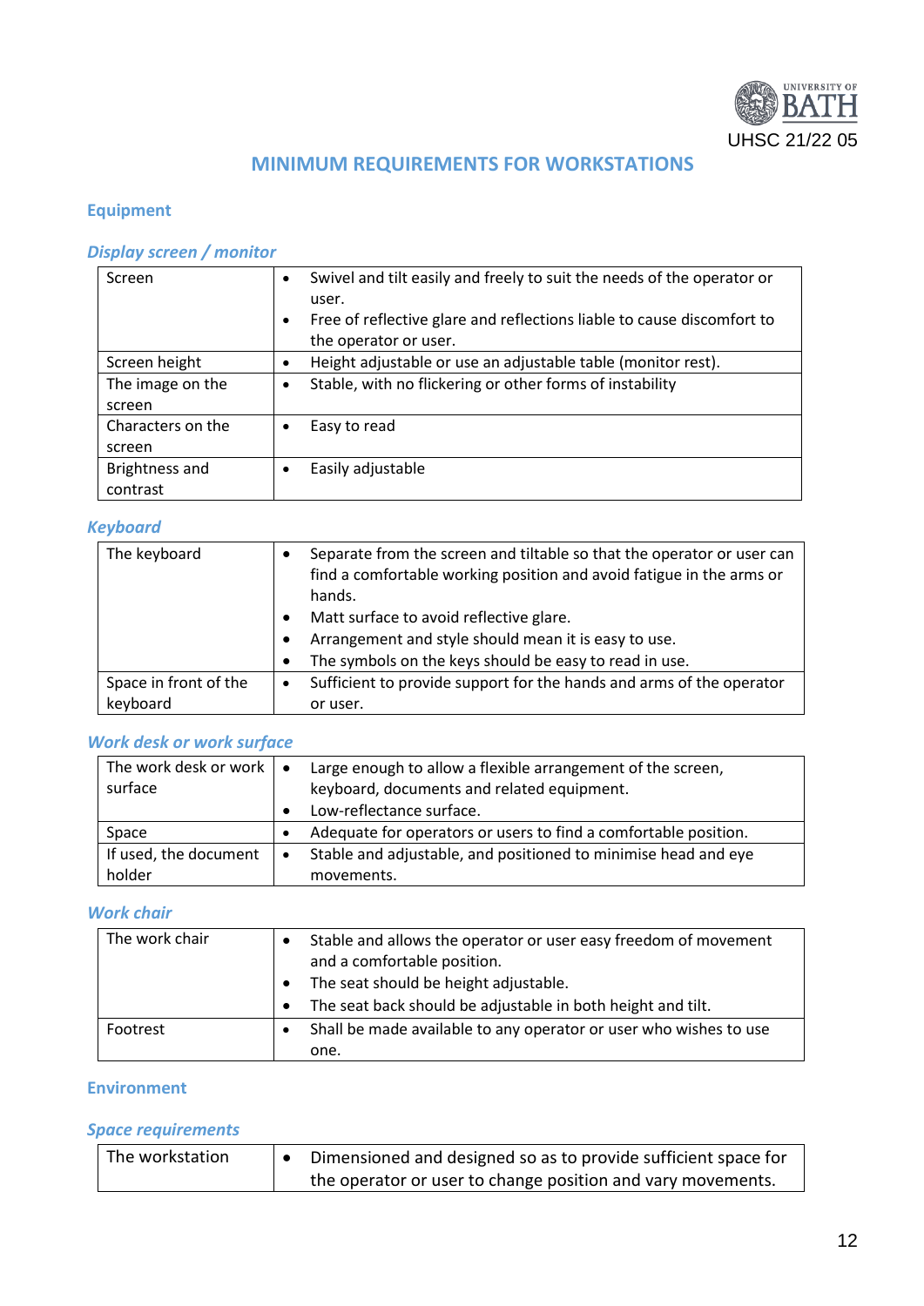UHSC 21/22 05

# MINIMUM REQUIREMENTS FOR WORKSTATIONS

## Equipment

### *Display screen / monitor*

| | |
|---|---|
| Screen | • Swivel and tilt easily and freely to suit the needs of the operator or user.<br>• Free of reflective glare and reflections liable to cause discomfort to the operator or user. |
| Screen height | • Height adjustable or use an adjustable table (monitor rest). |
| The image on the screen | • Stable, with no flickering or other forms of instability |
| Characters on the screen | • Easy to read |
| Brightness and contrast | • Easily adjustable |

### *Keyboard*

| | |
|---|---|
| The keyboard | • Separate from the screen and tiltable so that the operator or user can find a comfortable working position and avoid fatigue in the arms or hands.<br>• Matt surface to avoid reflective glare.<br>• Arrangement and style should mean it is easy to use.<br>• The symbols on the keys should be easy to read in use. |
| Space in front of the keyboard | • Sufficient to provide support for the hands and arms of the operator or user. |

### *Work desk or work surface*

| | |
|---|---|
| The work desk or work surface | • Large enough to allow a flexible arrangement of the screen, keyboard, documents and related equipment.<br>• Low-reflectance surface. |
| Space | • Adequate for operators or users to find a comfortable position. |
| If used, the document holder | • Stable and adjustable, and positioned to minimise head and eye movements. |

### *Work chair*

| | |
|---|---|
| The work chair | • Stable and allows the operator or user easy freedom of movement and a comfortable position.<br>• The seat should be height adjustable.<br>• The seat back should be adjustable in both height and tilt. |
| Footrest | • Shall be made available to any operator or user who wishes to use one. |

## Environment

### *Space requirements*

| | |
|---|---|
| The workstation | • Dimensioned and designed so as to provide sufficient space for the operator or user to change position and vary movements. |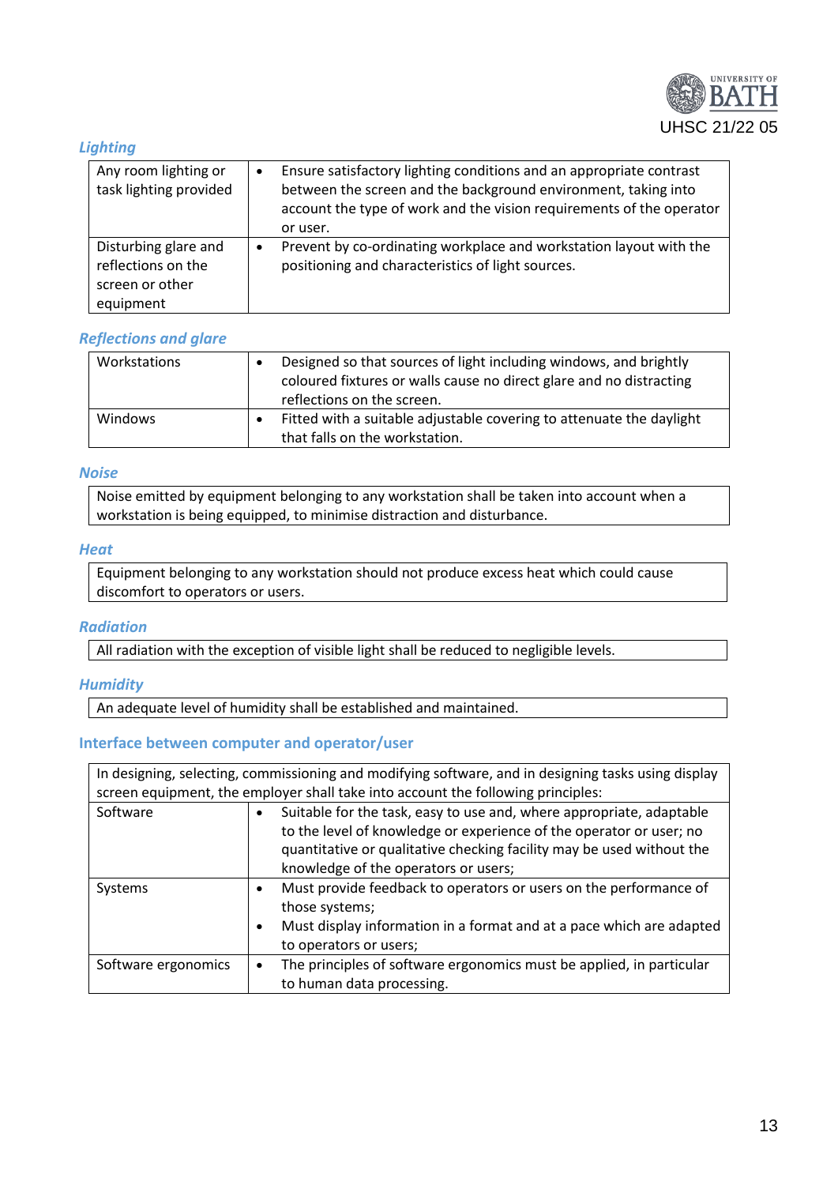### Lighting

| | |
|---|---|
| Any room lighting or task lighting provided | • Ensure satisfactory lighting conditions and an appropriate contrast between the screen and the background environment, taking into account the type of work and the vision requirements of the operator or user. |
| Disturbing glare and reflections on the screen or other equipment | • Prevent by co-ordinating workplace and workstation layout with the positioning and characteristics of light sources. |

### Reflections and glare

| | |
|---|---|
| Workstations | • Designed so that sources of light including windows, and brightly coloured fixtures or walls cause no direct glare and no distracting reflections on the screen. |
| Windows | • Fitted with a suitable adjustable covering to attenuate the daylight that falls on the workstation. |

### Noise

Noise emitted by equipment belonging to any workstation shall be taken into account when a workstation is being equipped, to minimise distraction and disturbance.

### Heat

Equipment belonging to any workstation should not produce excess heat which could cause discomfort to operators or users.

### Radiation

All radiation with the exception of visible light shall be reduced to negligible levels.

### Humidity

An adequate level of humidity shall be established and maintained.

### Interface between computer and operator/user

In designing, selecting, commissioning and modifying software, and in designing tasks using display screen equipment, the employer shall take into account the following principles:

| | |
|---|---|
| Software | • Suitable for the task, easy to use and, where appropriate, adaptable to the level of knowledge or experience of the operator or user; no quantitative or qualitative checking facility may be used without the knowledge of the operators or users; |
| Systems | • Must provide feedback to operators or users on the performance of those systems;<br>• Must display information in a format and at a pace which are adapted to operators or users; |
| Software ergonomics | • The principles of software ergonomics must be applied, in particular to human data processing. |